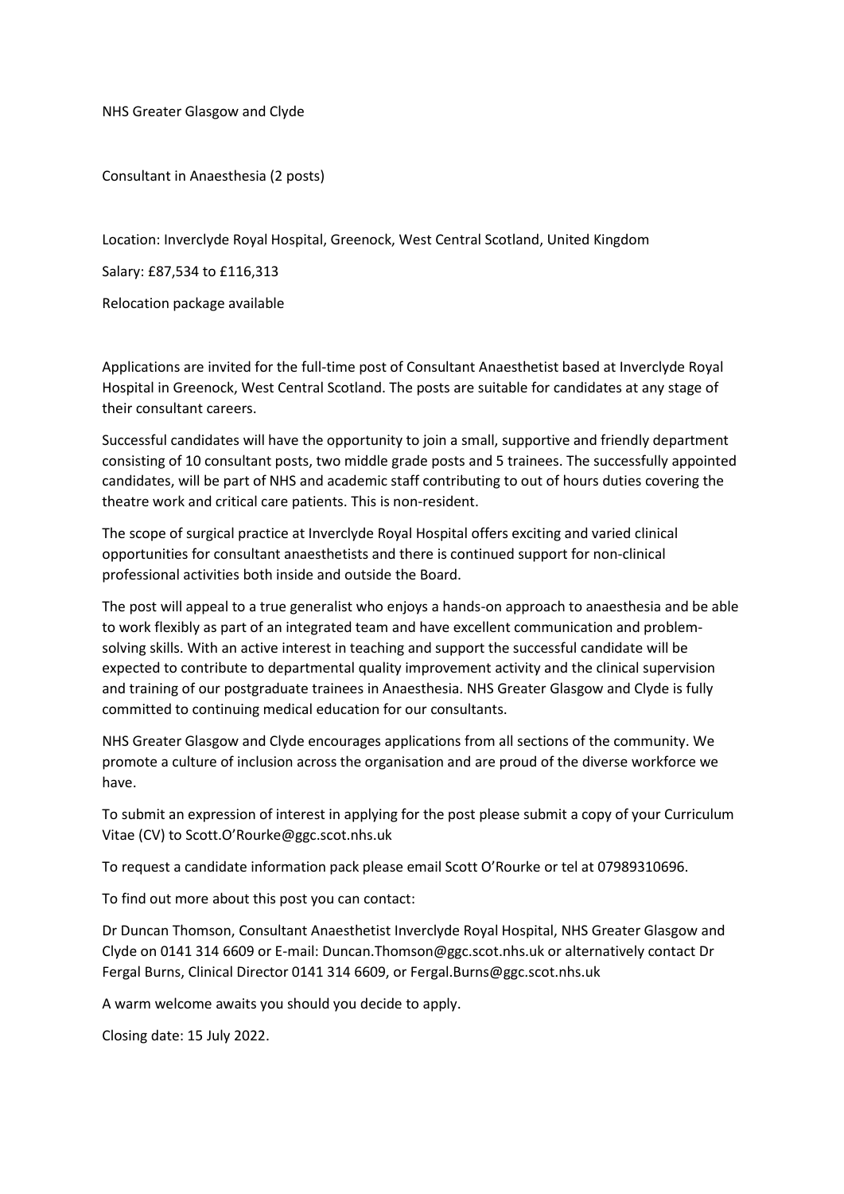NHS Greater Glasgow and Clyde

Consultant in Anaesthesia (2 posts)

Location: Inverclyde Royal Hospital, Greenock, West Central Scotland, United Kingdom

Salary: £87,534 to £116,313

Relocation package available

Applications are invited for the full-time post of Consultant Anaesthetist based at Inverclyde Royal Hospital in Greenock, West Central Scotland. The posts are suitable for candidates at any stage of their consultant careers.

Successful candidates will have the opportunity to join a small, supportive and friendly department consisting of 10 consultant posts, two middle grade posts and 5 trainees. The successfully appointed candidates, will be part of NHS and academic staff contributing to out of hours duties covering the theatre work and critical care patients. This is non-resident.

The scope of surgical practice at Inverclyde Royal Hospital offers exciting and varied clinical opportunities for consultant anaesthetists and there is continued support for non-clinical professional activities both inside and outside the Board.

The post will appeal to a true generalist who enjoys a hands-on approach to anaesthesia and be able to work flexibly as part of an integrated team and have excellent communication and problem-solving skills. With an active interest in teaching and support the successful candidate will be expected to contribute to departmental quality improvement activity and the clinical supervision and training of our postgraduate trainees in Anaesthesia. NHS Greater Glasgow and Clyde is fully committed to continuing medical education for our consultants.

NHS Greater Glasgow and Clyde encourages applications from all sections of the community. We promote a culture of inclusion across the organisation and are proud of the diverse workforce we have.

To submit an expression of interest in applying for the post please submit a copy of your Curriculum Vitae (CV) to Scott.O'Rourke@ggc.scot.nhs.uk

To request a candidate information pack please email Scott O'Rourke or tel at 07989310696.

To find out more about this post you can contact:

Dr Duncan Thomson, Consultant Anaesthetist Inverclyde Royal Hospital, NHS Greater Glasgow and Clyde on 0141 314 6609 or E-mail: Duncan.Thomson@ggc.scot.nhs.uk or alternatively contact Dr Fergal Burns, Clinical Director 0141 314 6609, or Fergal.Burns@ggc.scot.nhs.uk

A warm welcome awaits you should you decide to apply.

Closing date: 15 July 2022.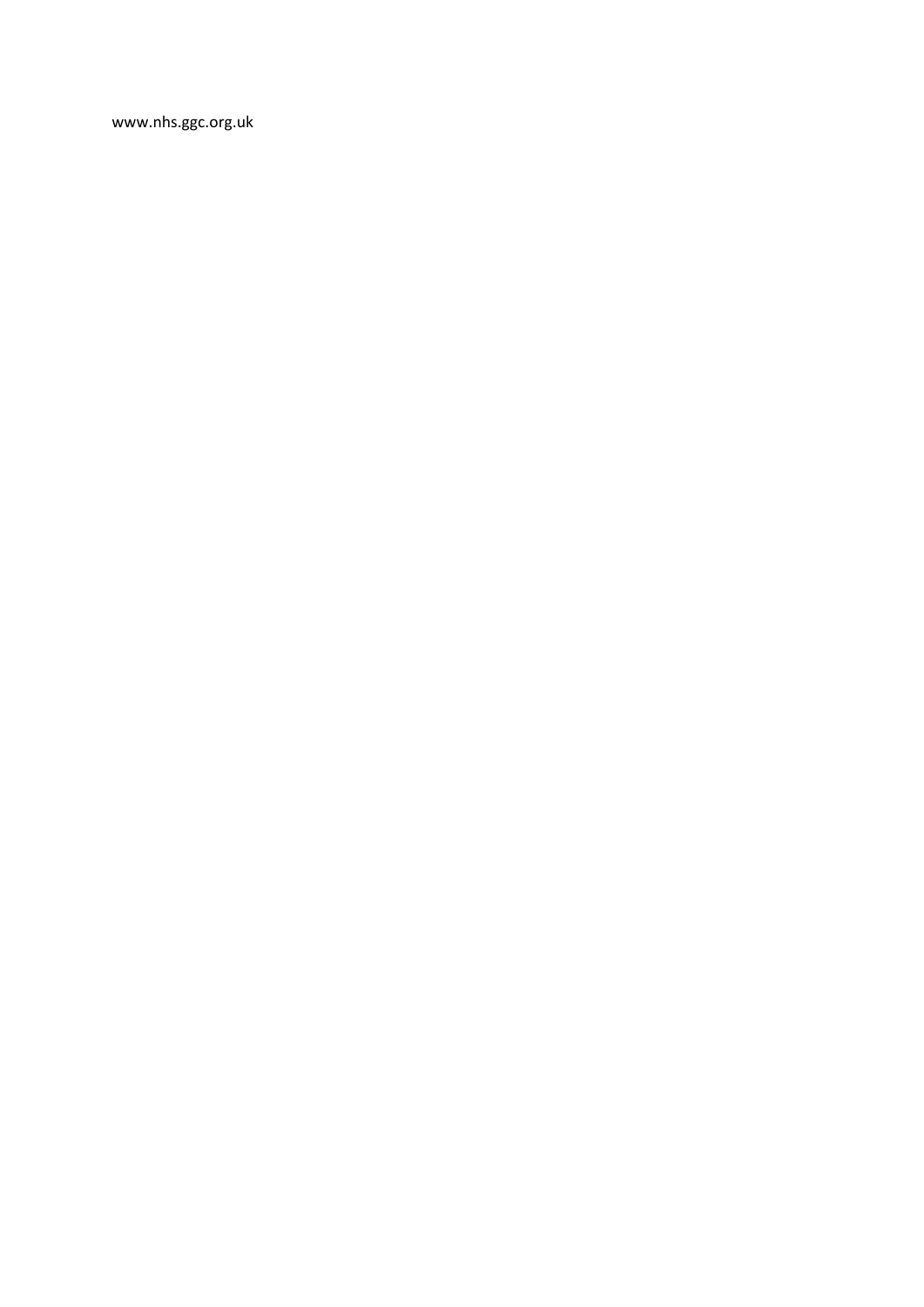www.nhs.ggc.org.uk